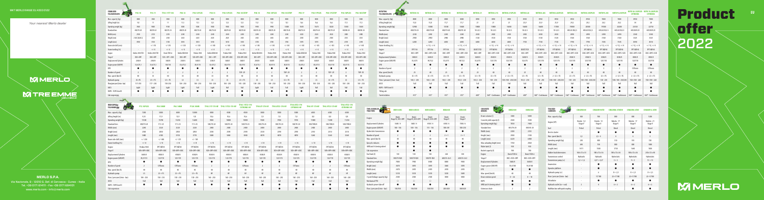Your nearest Merlo dealer

MERLO

TREEMME

**MERLO S.P.A.**

Via Nazionale, 9 - 12010 S. Defendente di Cervasca - Cuneo - Italia

Tel. +39 0171 614111 - Fax +39 0171 684101

www.merlo.com - info@merlo.com

## STABILISED TELEHANDLERS

## ROTATING TELEHANDLERS

## HIGH CAPACITY TELEHANDLERS

## TOOL HANDLER TRACTORS

## CONCRETE MIXERS

## TRACKED CARRIERS

# Product offer 2022

EU

MERLO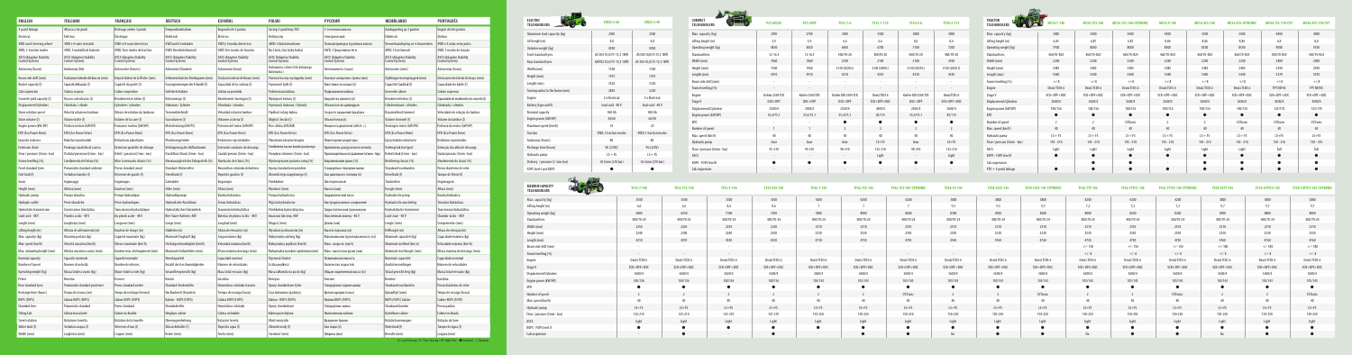| ENGLISH | ITALIANO | FRANÇAIS | DEUTSCH | ESPAÑOL | POLSKI | РУССКИЙ | NEDERLANDS | PORTUGUÊS |
|---|---|---|---|---|---|---|---|---|
| 3-point linkage | Attacco a tre punti | Relevage arrière 3 points | Dreipunktaufnahme | Enganche en 3 puntos | Układ TUZ | 3-точечная навеска | Koppeling op 3 punten | Engate de três pontos |
| Electrical | Elettrico | Électrique | Elektrisch | Eléctrico | Elektryczny | Электрический | Elektrisch | Elétrico |
| RHD (4 wheel drive) | RHD 4 ruote motrici | RHD 4 roues motrices | RHD Vierradantrieb | RHD 4 ruedas motrices | RHD napęd na 4 koła | Полноприводный | Vierwielaandrijving | RHD 4 rodas motrizes |
| Autonomy (hours) | Autonomia (ore) | Autonomie (heures) | Autonomie (Stunden) | Autonomía (horas) | Autonomia (godziny) | Автономность (часы) | Autonomie (uren) | Autonomia (horas) |
| Boom side shift (mm) | Traslazione laterale braccio (mm) | Déport latéral de flèche (mm) | Seitliche Verschiebung Ausleger (mm) | Desplazamiento lateral pluma (mm) | Przesuw boczny wysięgnika (mm) | Боковое смещение стрелы (мм) | Zijdelingse verschuiving giek (mm) | Deslocamento lateral da lança (mm) |
| Bucket capacity (l) | Capacità della pala (l) | Capacité du godet (l) | Fassungsvermögen der Schaufel (l) | Capacidad de la pala (l) | Pojemność łyżki (l) | Вместимость ковша (л) | Capaciteit bak (l) | Capacidade da pá (l) |
| Cab suspension | Cabina sospesa | Cabine suspendue | Gefederte Kabine | Cabina suspendida | Zawieszenie kabiny | Подвеска кабины | Geveerde cabine | Cabine suspensa |
| Displacement (l)/cylinders | Cilindrata / cilindri | Cylindrée / cylindres | Hubraum / Zylinder | Cilindrada / cilindros | Pojemność / cylindry | Рабочий объем / цилиндры | Cilinderinhoud / cilinders | Cilindrada / cilindros |
| Drum volume (l) | Volume del tamburo (l) | Volume de la cuve (l) | Trommelvolumen (l) | Volumen del tambor (l) | Objętość bębna (l) | Объем барабана (л) | Volume trommel (l) | Volume do tambor (l) |
| Engine power (kW/HP) | Potenza motore (kW/HP) | Puissance moteur (kW/HP) | Motorleistung (kW/PS) | Potencia del motor (kW/HP) | Moc silnika (kW/KM) | Мощность двигателя (кВт/л.с.) | Motorvermogen (kW/pk) | Potência do motor (kW/HP) |
| EPB | EPB | EPB | EPB | EPB | EPB | EPB | EPB | EPB |
| Hydraulic valve | Distributore idraulico | Distributeur hydraulique | Hydraulikventil | Distribuidor hidráulico | Rozdzielacz hydrauliczny | Гидрораспределитель | Hydraulisch ventiel | Distribuidor hidráulico |
| Flow / pressure (l/min - bar) | Portata / pressione (l/min - bar) | Débit / pression (l/min - bar) | Durchfluss / Druck (l/min - bar) | Caudal / presión (l/min - bar) | Przepływ / ciśnienie (l/min - bar) | Расход / давление (л/мин - бар) | Debiet / druk (l/min - bar) | Caudal / pressão (l/min - bar) |
| Frame levelling (%) | Livellamento telaio (%) | Correction de dévers (%) | Rahmennivellierung (%) | Nivelación del chasis (%) | Poziomowanie ramy (%) | Выравнивание рамы (%) | Framenivellering (%) | Nivelamento do chassi (%) |
| Front standard tyres | Pneumatici standard anteriori | Pneus standard avant | Standard-Vorderreifen | Neumáticos estándar delanteros | Opony standardowe przednie | Стандартные передние шины | Standaard voorbanden | Pneus dianteiros de série |
| Fuel tank (l) | Serbatoio gasolio (l) | Réservoir de gasoil (l) | Dieseltank (l) | Depósito de gasóleo (l) | Zbiornik paliwa (l) | Топливный бак (л) | Brandstoftank (l) | Tanque de gasóleo (l) |
| Gears | Ingranaggi | Engrenages | Zahnräder | Engranajes | Przekładnie | Шестерни | Tandwielen | Engrenagens |
| Height (mm) | Altezza (mm) | Hauteur (mm) | Höhe (mm) | Altura (mm) | Wysokość (mm) | Высота (мм) | Hoogte (mm) | Altura (mm) |
| Hydraulic pump | Pompa idraulica | Pompe hydraulique | Hydraulikpumpe | Bomba hidráulica | Pompa hydrauliczna | Гидравлический насос | Hydraulische pomp | Bomba hidráulica |
| Hydraulic outlets | Prese idrauliche | Prises hydrauliques | Hydraulik-Anschlüsse | Tomas hidráulicas | Wyjścia hydrauliczne | Гидравлические выходы | Hydraulische aansluitingen | Tomadas hidráulicas |
| Hydrostatic transmission | Trasmissione idrostatica | Transmission hydrostatique | Hydrostatisches Getriebe | Transmisión hidrostática | Przekładnia hydrostatyczna | Гидростатическая трансмиссия | Hydrostatische transmissie | Transmissão hidrostática |
| Length (mm) | Lunghezza (mm) | Longueur (mm) | Länge (mm) | Longitud (mm) | Długość (mm) | Длина (мм) | Lengte (mm) | Comprimento (mm) |
| Lifting height (m) | Altezza di sollevamento (m) | Hauteur de levage (m) | Hubhöhe (m) | Altura de elevación (m) | Wysokość podnoszenia (m) | Высота подъема (м) | Hefhoogte (m) | Altura de elevação (m) |
| Max. capacity (kg) | Portata massima (kg) | Capacité maximale (kg) | Max. Tragfähigkeit (kg) | Capacidad máxima (kg) | Maks. udźwig (kg) | Макс. грузоподъемность (кг) | Max. capaciteit (kg) | Capacidade máxima (kg) |
| Max. speed (km/h) | Velocità massima (km/h) | Vitesse maximale (km/h) | Höchstgeschwindigkeit (km/h) | Velocidad máxima (km/h) | Maks. prędkość (km/h) | Макс. скорость (км/ч) | Max. snelheid (km/h) | Velocidade máxima (km/h) |
| Max. unloading height (mm) | Altezza massima di scarico (mm) | Hauteur maximale de déversement (mm) | Max. Abkipphöhe (mm) | Altura máxima de descarga (mm) | Maks. wysokość rozładunku (mm) | Макс. высота выгрузки (мм) | Max. storthoogte (mm) | Altura máxima de descarga (mm) |
| Nominal capacity | Capacità nominale | Capacité nominale | Nenntragfähigkeit | Capacidad nominal | Udźwig nominalny | Номинальная грузоподъемность | Nominale capaciteit | Capacidade nominal |
| Number of gears | Numero di marce | Nombre de vitesses | Anzahl der Gänge | Número de marchas | Liczba biegów | Количество передач | Aantal versnellingen | Número de velocidades |
| Operating weight (kg) | Massa operativa (kg) | Poids en ordre de marche (kg) | Betriebsgewicht (kg) | Peso operativo (kg) | Masa robocza (kg) | Эксплуатационная масса (кг) | Bedrijfsgewicht (kg) | Peso operacional (kg) |
| Petrol | Benzina | Essence | Benzin | Gasolina | Benzyna | Бензин | Benzine | Gasolina |
| Rear standard tyres | Pneumatici standard posteriori | Pneus standard arrière | Standard-Hinterreifen | Neumáticos estándar traseros | Opony standardowe tylne | Стандартные задние шины | Standaard achterbanden | Pneus traseiros de série |
| Recharge time (hours) | Tempo di ricarica (ore) | Temps de recharge (heures) | Ladezeit (Stunden) | Tiempo de recarga (horas) | Czas ładowania (godziny) | Время зарядки (часы) | Oplaadtijd (uren) | Tempo de recarga (horas) |
| ROPS / FOPS | Cabina ROPS / FOPS | Cabine ROPS / FOPS | Kabine ROPS / FOPS | Cabina ROPS / FOPS | Kabina ROPS / FOPS | Кабина ROPS / FOPS | ROPS / FOPS cabine | Cabine ROPS / FOPS |
| Standard tyres | Pneumatici standard | Pneus standard | Standardreifen | Neumáticos estándar | Opony standardowe | Стандартные шины | Standaard banden | Pneus de série |
| Tilting Cab | Cabina basculante | Cabine basculante | Kippbare Kabine | Cabina basculante | Kabina uchylna | Откидная кабина | Kantelbare cabine | Cabine basculante |
| Turret rotation | Rotazione torretta | Rotation de la tourelle | Drehung Oberwagen | Rotación de la torreta | Obrót wieży | Вращение башни | Rotatie bovenwagen | Rotação da torre |
| Water tank (l) | Serbatoio acqua (l) | Réservoir d'eau (l) | Wassertank (l) | Depósito de agua (l) | Zbiornik wody (l) | Бак для воды (л) | Watertank (l) | Tanque de água (l) |
| Width (mm) | Larghezza (mm) | Largeur (mm) | Breite (mm) | Anchura (mm) | Szerokość (mm) | Ширина (мм) | Breedte (mm) | Largura (mm) |

## ELECTRIC TELEHANDLERS

| | ETB35.5 6B | ETB35.5 9B |
|---|---|---|
| Maximum load capacity (kg) | 2500 | 2500 |
| Lifting height (m) | 6,0 | 4,9 |
| Operating weight (kg) | | |
| Width (mm) | 1840 | 1840 |
| Height (mm) | 1920 | 1920 |
| Cab suspension | ● | ● |

## COMPACT TELEHANDLERS

| | P27.6PLUS | P27.6REP | TF25.7-G | TF25.7 TLS | TF33.7-G | TF33.7 TLS |
|---|---|---|---|---|---|---|
| Max. capacity (kg) | 2700 | 2700 | 2500 | 2500 | 3300 | 3300 |
| Lifting height (m) | 5,9 | 5,9 | 6,6 | 6,6 | 6,6 | 6,6 |
| Width (mm) | 1840 | 1840 | 2100 | 2100 | 2100 | 2100 |
| Cab suspension | | | | | | |

## TRACTOR TELEHANDLERS

## MEDIUM CAPACITY TELEHANDLERS